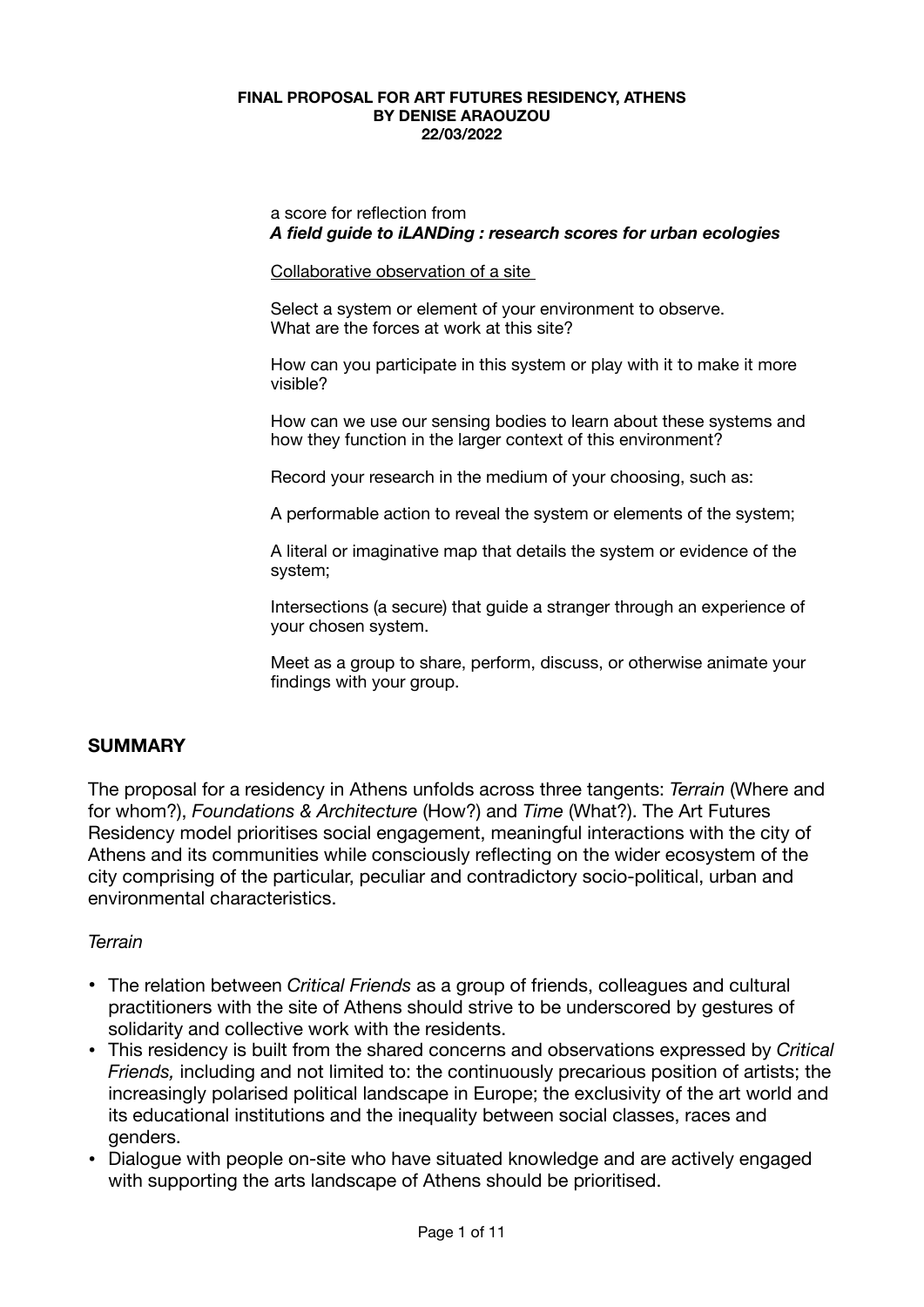**FINAL PROPOSAL FOR ART FUTURES RESIDENCY, ATHENS**
**BY DENISE ARAOUZOU**
**22/03/2022**

a score for reflection from
***A field guide to iLANDing : research scores for urban ecologies***

Collaborative observation of a site

Select a system or element of your environment to observe.
What are the forces at work at this site?

How can you participate in this system or play with it to make it more visible?

How can we use our sensing bodies to learn about these systems and how they function in the larger context of this environment?

Record your research in the medium of your choosing, such as:

A performable action to reveal the system or elements of the system;

A literal or imaginative map that details the system or evidence of the system;

Intersections (a secure) that guide a stranger through an experience of your chosen system.

Meet as a group to share, perform, discuss, or otherwise animate your findings with your group.

## SUMMARY

The proposal for a residency in Athens unfolds across three tangents: *Terrain* (Where and for whom?), *Foundations & Architecture* (How?) and *Time* (What?). The Art Futures Residency model prioritises social engagement, meaningful interactions with the city of Athens and its communities while consciously reflecting on the wider ecosystem of the city comprising of the particular, peculiar and contradictory socio-political, urban and environmental characteristics.

*Terrain*

- The relation between *Critical Friends* as a group of friends, colleagues and cultural practitioners with the site of Athens should strive to be underscored by gestures of solidarity and collective work with the residents.
- This residency is built from the shared concerns and observations expressed by *Critical Friends,* including and not limited to: the continuously precarious position of artists; the increasingly polarised political landscape in Europe; the exclusivity of the art world and its educational institutions and the inequality between social classes, races and genders.
- Dialogue with people on-site who have situated knowledge and are actively engaged with supporting the arts landscape of Athens should be prioritised.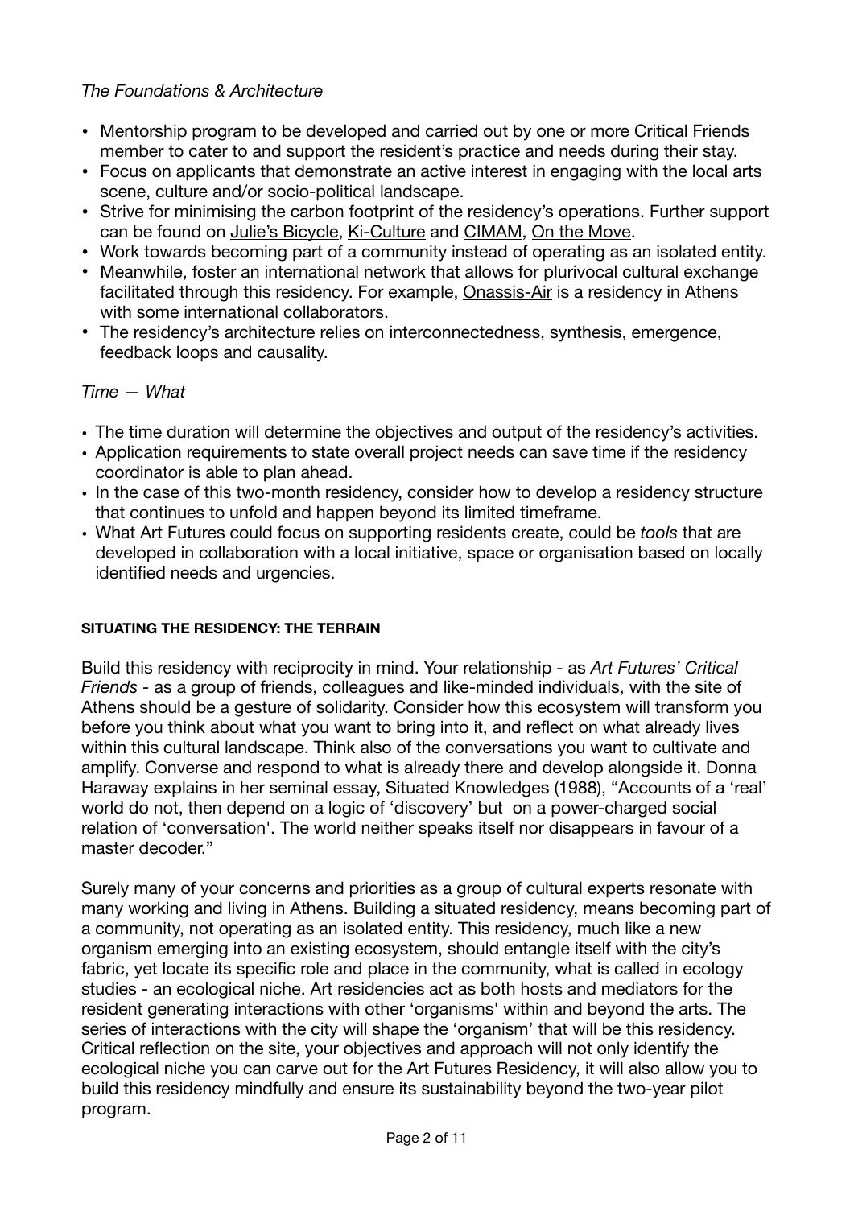*The Foundations & Architecture*

- Mentorship program to be developed and carried out by one or more Critical Friends member to cater to and support the resident's practice and needs during their stay.
- Focus on applicants that demonstrate an active interest in engaging with the local arts scene, culture and/or socio-political landscape.
- Strive for minimising the carbon footprint of the residency's operations. Further support can be found on Julie's Bicycle, Ki-Culture and CIMAM, On the Move.
- Work towards becoming part of a community instead of operating as an isolated entity.
- Meanwhile, foster an international network that allows for plurivocal cultural exchange facilitated through this residency. For example, Onassis-Air is a residency in Athens with some international collaborators.
- The residency's architecture relies on interconnectedness, synthesis, emergence, feedback loops and causality.

*Time — What*

- The time duration will determine the objectives and output of the residency's activities.
- Application requirements to state overall project needs can save time if the residency coordinator is able to plan ahead.
- In the case of this two-month residency, consider how to develop a residency structure that continues to unfold and happen beyond its limited timeframe.
- What Art Futures could focus on supporting residents create, could be *tools* that are developed in collaboration with a local initiative, space or organisation based on locally identified needs and urgencies.

**SITUATING THE RESIDENCY: THE TERRAIN**

Build this residency with reciprocity in mind. Your relationship - as *Art Futures' Critical Friends* - as a group of friends, colleagues and like-minded individuals, with the site of Athens should be a gesture of solidarity. Consider how this ecosystem will transform you before you think about what you want to bring into it, and reflect on what already lives within this cultural landscape. Think also of the conversations you want to cultivate and amplify. Converse and respond to what is already there and develop alongside it. Donna Haraway explains in her seminal essay, Situated Knowledges (1988), "Accounts of a 'real' world do not, then depend on a logic of 'discovery' but on a power-charged social relation of 'conversation'. The world neither speaks itself nor disappears in favour of a master decoder."

Surely many of your concerns and priorities as a group of cultural experts resonate with many working and living in Athens. Building a situated residency, means becoming part of a community, not operating as an isolated entity. This residency, much like a new organism emerging into an existing ecosystem, should entangle itself with the city's fabric, yet locate its specific role and place in the community, what is called in ecology studies - an ecological niche. Art residencies act as both hosts and mediators for the resident generating interactions with other 'organisms' within and beyond the arts. The series of interactions with the city will shape the 'organism' that will be this residency. Critical reflection on the site, your objectives and approach will not only identify the ecological niche you can carve out for the Art Futures Residency, it will also allow you to build this residency mindfully and ensure its sustainability beyond the two-year pilot program.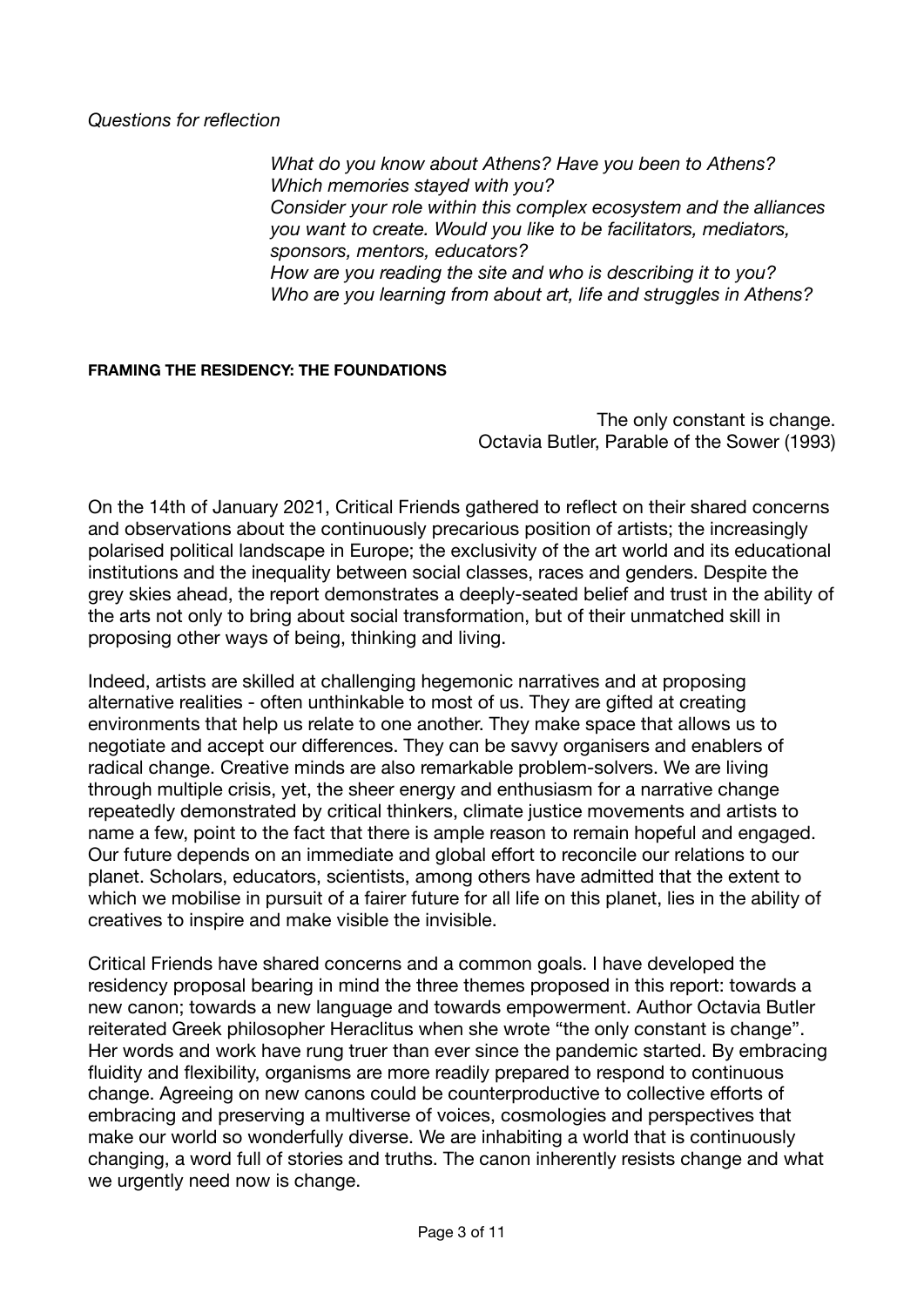*Questions for reflection*

> *What do you know about Athens? Have you been to Athens? Which memories stayed with you?*
> *Consider your role within this complex ecosystem and the alliances you want to create. Would you like to be facilitators, mediators, sponsors, mentors, educators?*
> *How are you reading the site and who is describing it to you?*
> *Who are you learning from about art, life and struggles in Athens?*

**FRAMING THE RESIDENCY: THE FOUNDATIONS**

> The only constant is change.
> Octavia Butler, Parable of the Sower (1993)

On the 14th of January 2021, Critical Friends gathered to reflect on their shared concerns and observations about the continuously precarious position of artists; the increasingly polarised political landscape in Europe; the exclusivity of the art world and its educational institutions and the inequality between social classes, races and genders. Despite the grey skies ahead, the report demonstrates a deeply-seated belief and trust in the ability of the arts not only to bring about social transformation, but of their unmatched skill in proposing other ways of being, thinking and living.

Indeed, artists are skilled at challenging hegemonic narratives and at proposing alternative realities - often unthinkable to most of us. They are gifted at creating environments that help us relate to one another. They make space that allows us to negotiate and accept our differences. They can be savvy organisers and enablers of radical change. Creative minds are also remarkable problem-solvers. We are living through multiple crisis, yet, the sheer energy and enthusiasm for a narrative change repeatedly demonstrated by critical thinkers, climate justice movements and artists to name a few, point to the fact that there is ample reason to remain hopeful and engaged. Our future depends on an immediate and global effort to reconcile our relations to our planet. Scholars, educators, scientists, among others have admitted that the extent to which we mobilise in pursuit of a fairer future for all life on this planet, lies in the ability of creatives to inspire and make visible the invisible.

Critical Friends have shared concerns and a common goals. I have developed the residency proposal bearing in mind the three themes proposed in this report: towards a new canon; towards a new language and towards empowerment. Author Octavia Butler reiterated Greek philosopher Heraclitus when she wrote "the only constant is change". Her words and work have rung truer than ever since the pandemic started. By embracing fluidity and flexibility, organisms are more readily prepared to respond to continuous change. Agreeing on new canons could be counterproductive to collective efforts of embracing and preserving a multiverse of voices, cosmologies and perspectives that make our world so wonderfully diverse. We are inhabiting a world that is continuously changing, a word full of stories and truths. The canon inherently resists change and what we urgently need now is change.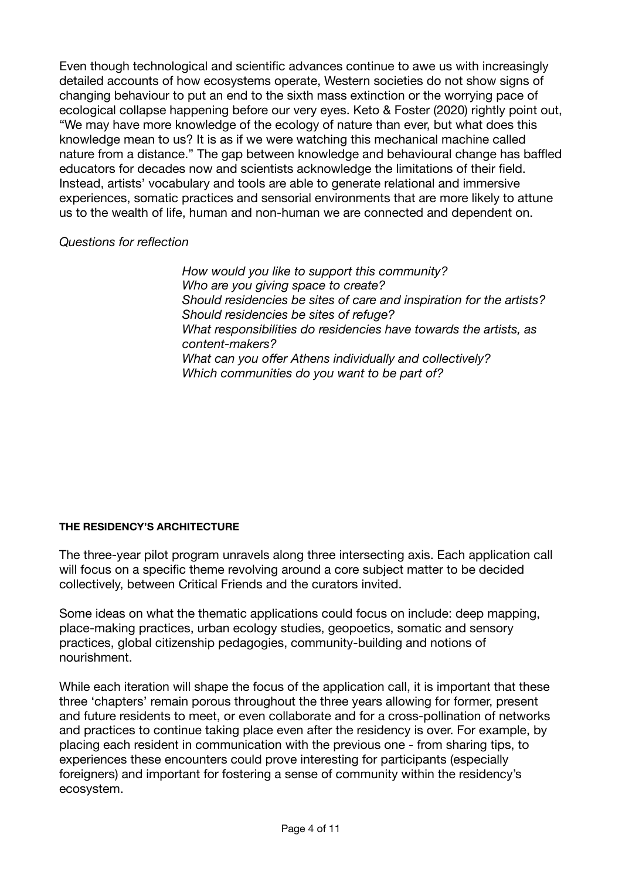Even though technological and scientific advances continue to awe us with increasingly detailed accounts of how ecosystems operate, Western societies do not show signs of changing behaviour to put an end to the sixth mass extinction or the worrying pace of ecological collapse happening before our very eyes. Keto & Foster (2020) rightly point out, "We may have more knowledge of the ecology of nature than ever, but what does this knowledge mean to us? It is as if we were watching this mechanical machine called nature from a distance." The gap between knowledge and behavioural change has baffled educators for decades now and scientists acknowledge the limitations of their field. Instead, artists' vocabulary and tools are able to generate relational and immersive experiences, somatic practices and sensorial environments that are more likely to attune us to the wealth of life, human and non-human we are connected and dependent on.

*Questions for reflection*

> *How would you like to support this community?*
> *Who are you giving space to create?*
> *Should residencies be sites of care and inspiration for the artists?*
> *Should residencies be sites of refuge?*
> *What responsibilities do residencies have towards the artists, as content-makers?*
> *What can you offer Athens individually and collectively?*
> *Which communities do you want to be part of?*

**THE RESIDENCY'S ARCHITECTURE**

The three-year pilot program unravels along three intersecting axis. Each application call will focus on a specific theme revolving around a core subject matter to be decided collectively, between Critical Friends and the curators invited.

Some ideas on what the thematic applications could focus on include: deep mapping, place-making practices, urban ecology studies, geopoetics, somatic and sensory practices, global citizenship pedagogies, community-building and notions of nourishment.

While each iteration will shape the focus of the application call, it is important that these three 'chapters' remain porous throughout the three years allowing for former, present and future residents to meet, or even collaborate and for a cross-pollination of networks and practices to continue taking place even after the residency is over. For example, by placing each resident in communication with the previous one - from sharing tips, to experiences these encounters could prove interesting for participants (especially foreigners) and important for fostering a sense of community within the residency's ecosystem.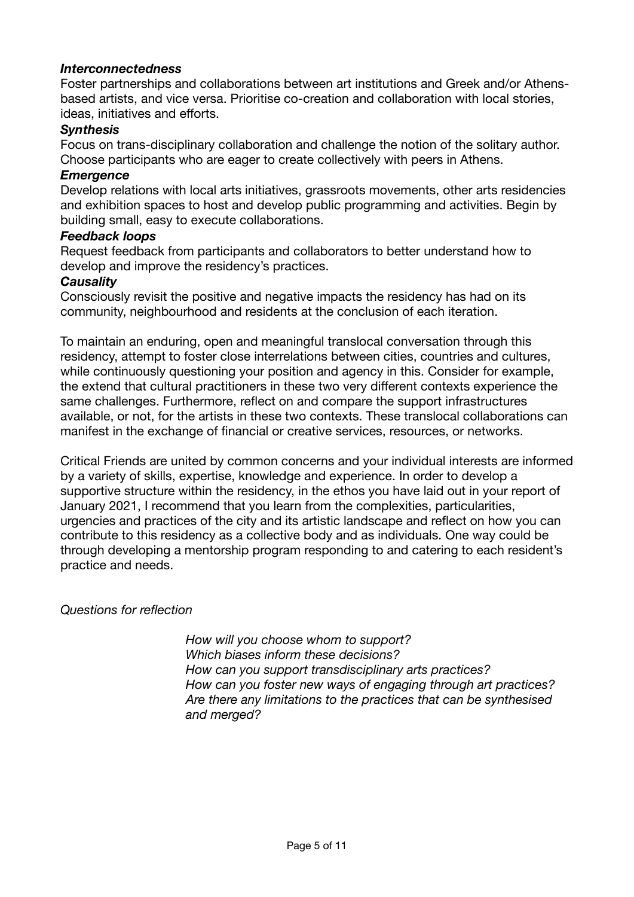***Interconnectedness***
Foster partnerships and collaborations between art institutions and Greek and/or Athens-based artists, and vice versa. Prioritise co-creation and collaboration with local stories, ideas, initiatives and efforts.

***Synthesis***
Focus on trans-disciplinary collaboration and challenge the notion of the solitary author. Choose participants who are eager to create collectively with peers in Athens.

***Emergence***
Develop relations with local arts initiatives, grassroots movements, other arts residencies and exhibition spaces to host and develop public programming and activities. Begin by building small, easy to execute collaborations.

***Feedback loops***
Request feedback from participants and collaborators to better understand how to develop and improve the residency's practices.

***Causality***
Consciously revisit the positive and negative impacts the residency has had on its community, neighbourhood and residents at the conclusion of each iteration.

To maintain an enduring, open and meaningful translocal conversation through this residency, attempt to foster close interrelations between cities, countries and cultures, while continuously questioning your position and agency in this. Consider for example, the extend that cultural practitioners in these two very different contexts experience the same challenges. Furthermore, reflect on and compare the support infrastructures available, or not, for the artists in these two contexts. These translocal collaborations can manifest in the exchange of financial or creative services, resources, or networks.

Critical Friends are united by common concerns and your individual interests are informed by a variety of skills, expertise, knowledge and experience. In order to develop a supportive structure within the residency, in the ethos you have laid out in your report of January 2021, I recommend that you learn from the complexities, particularities, urgencies and practices of the city and its artistic landscape and reflect on how you can contribute to this residency as a collective body and as individuals. One way could be through developing a mentorship program responding to and catering to each resident's practice and needs.

*Questions for reflection*

> *How will you choose whom to support?*
> *Which biases inform these decisions?*
> *How can you support transdisciplinary arts practices?*
> *How can you foster new ways of engaging through art practices?*
> *Are there any limitations to the practices that can be synthesised and merged?*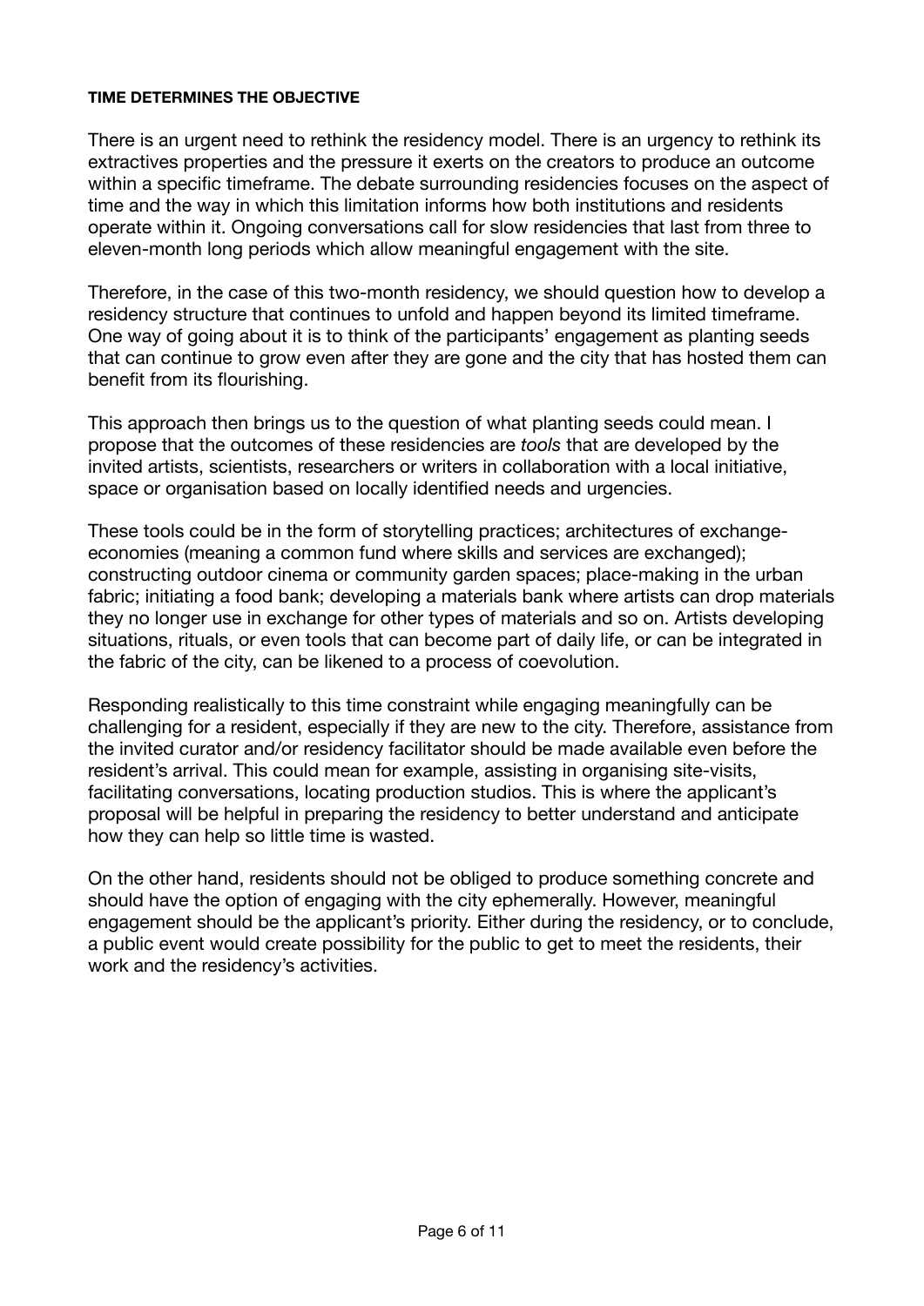**TIME DETERMINES THE OBJECTIVE**

There is an urgent need to rethink the residency model. There is an urgency to rethink its extractives properties and the pressure it exerts on the creators to produce an outcome within a specific timeframe. The debate surrounding residencies focuses on the aspect of time and the way in which this limitation informs how both institutions and residents operate within it. Ongoing conversations call for slow residencies that last from three to eleven-month long periods which allow meaningful engagement with the site.

Therefore, in the case of this two-month residency, we should question how to develop a residency structure that continues to unfold and happen beyond its limited timeframe. One way of going about it is to think of the participants' engagement as planting seeds that can continue to grow even after they are gone and the city that has hosted them can benefit from its flourishing.

This approach then brings us to the question of what planting seeds could mean. I propose that the outcomes of these residencies are *tools* that are developed by the invited artists, scientists, researchers or writers in collaboration with a local initiative, space or organisation based on locally identified needs and urgencies.

These tools could be in the form of storytelling practices; architectures of exchange-economies (meaning a common fund where skills and services are exchanged); constructing outdoor cinema or community garden spaces; place-making in the urban fabric; initiating a food bank; developing a materials bank where artists can drop materials they no longer use in exchange for other types of materials and so on. Artists developing situations, rituals, or even tools that can become part of daily life, or can be integrated in the fabric of the city, can be likened to a process of coevolution.

Responding realistically to this time constraint while engaging meaningfully can be challenging for a resident, especially if they are new to the city. Therefore, assistance from the invited curator and/or residency facilitator should be made available even before the resident's arrival. This could mean for example, assisting in organising site-visits, facilitating conversations, locating production studios. This is where the applicant's proposal will be helpful in preparing the residency to better understand and anticipate how they can help so little time is wasted.

On the other hand, residents should not be obliged to produce something concrete and should have the option of engaging with the city ephemerally. However, meaningful engagement should be the applicant's priority. Either during the residency, or to conclude, a public event would create possibility for the public to get to meet the residents, their work and the residency's activities.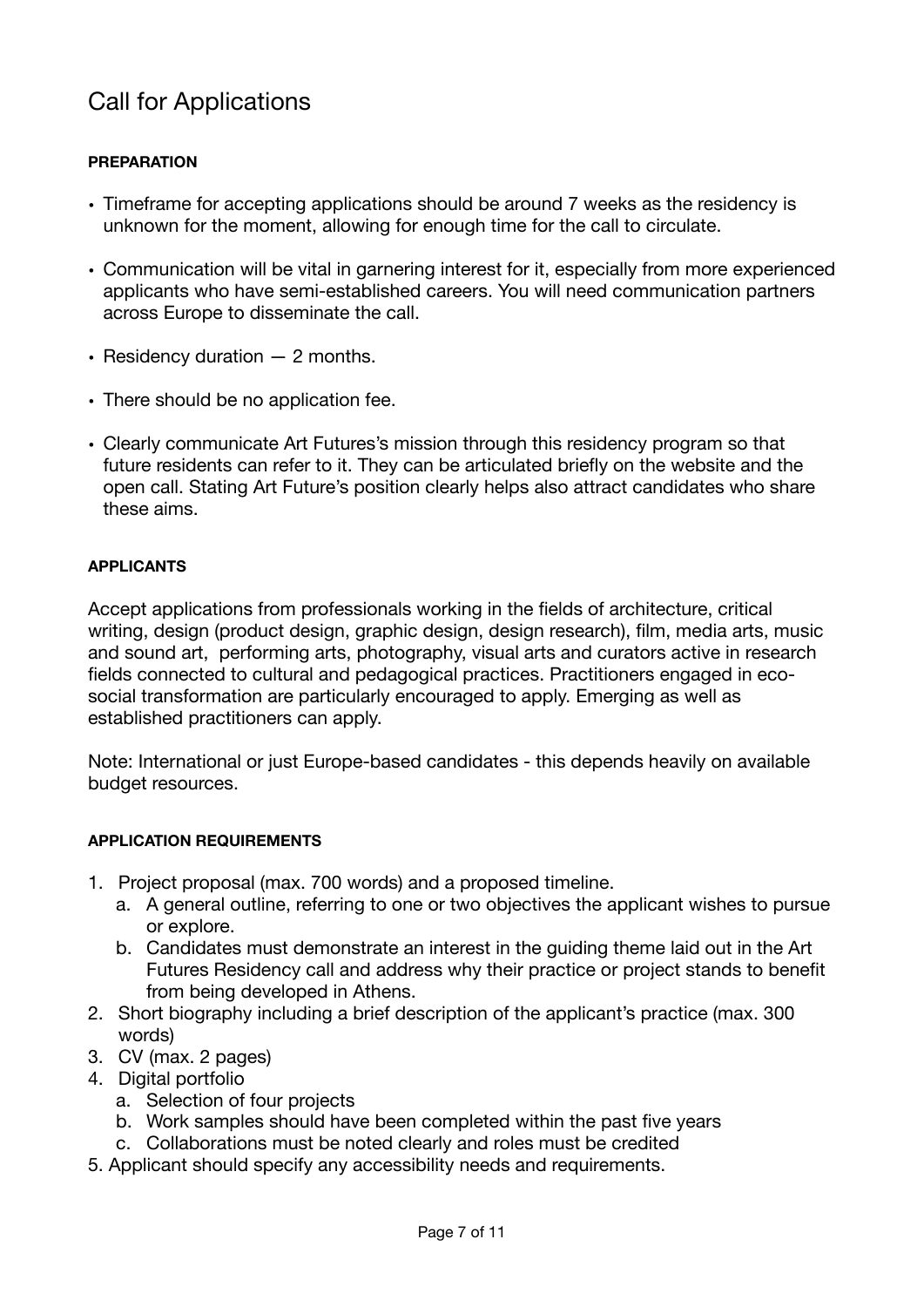# Call for Applications

**PREPARATION**

- Timeframe for accepting applications should be around 7 weeks as the residency is unknown for the moment, allowing for enough time for the call to circulate.
- Communication will be vital in garnering interest for it, especially from more experienced applicants who have semi-established careers. You will need communication partners across Europe to disseminate the call.
- Residency duration — 2 months.
- There should be no application fee.
- Clearly communicate Art Futures's mission through this residency program so that future residents can refer to it. They can be articulated briefly on the website and the open call. Stating Art Future's position clearly helps also attract candidates who share these aims.

**APPLICANTS**

Accept applications from professionals working in the fields of architecture, critical writing, design (product design, graphic design, design research), film, media arts, music and sound art, performing arts, photography, visual arts and curators active in research fields connected to cultural and pedagogical practices. Practitioners engaged in eco-social transformation are particularly encouraged to apply. Emerging as well as established practitioners can apply.

Note: International or just Europe-based candidates - this depends heavily on available budget resources.

**APPLICATION REQUIREMENTS**

1. Project proposal (max. 700 words) and a proposed timeline.
   a. A general outline, referring to one or two objectives the applicant wishes to pursue or explore.
   b. Candidates must demonstrate an interest in the guiding theme laid out in the Art Futures Residency call and address why their practice or project stands to benefit from being developed in Athens.
2. Short biography including a brief description of the applicant's practice (max. 300 words)
3. CV (max. 2 pages)
4. Digital portfolio
   a. Selection of four projects
   b. Work samples should have been completed within the past five years
   c. Collaborations must be noted clearly and roles must be credited
5. Applicant should specify any accessibility needs and requirements.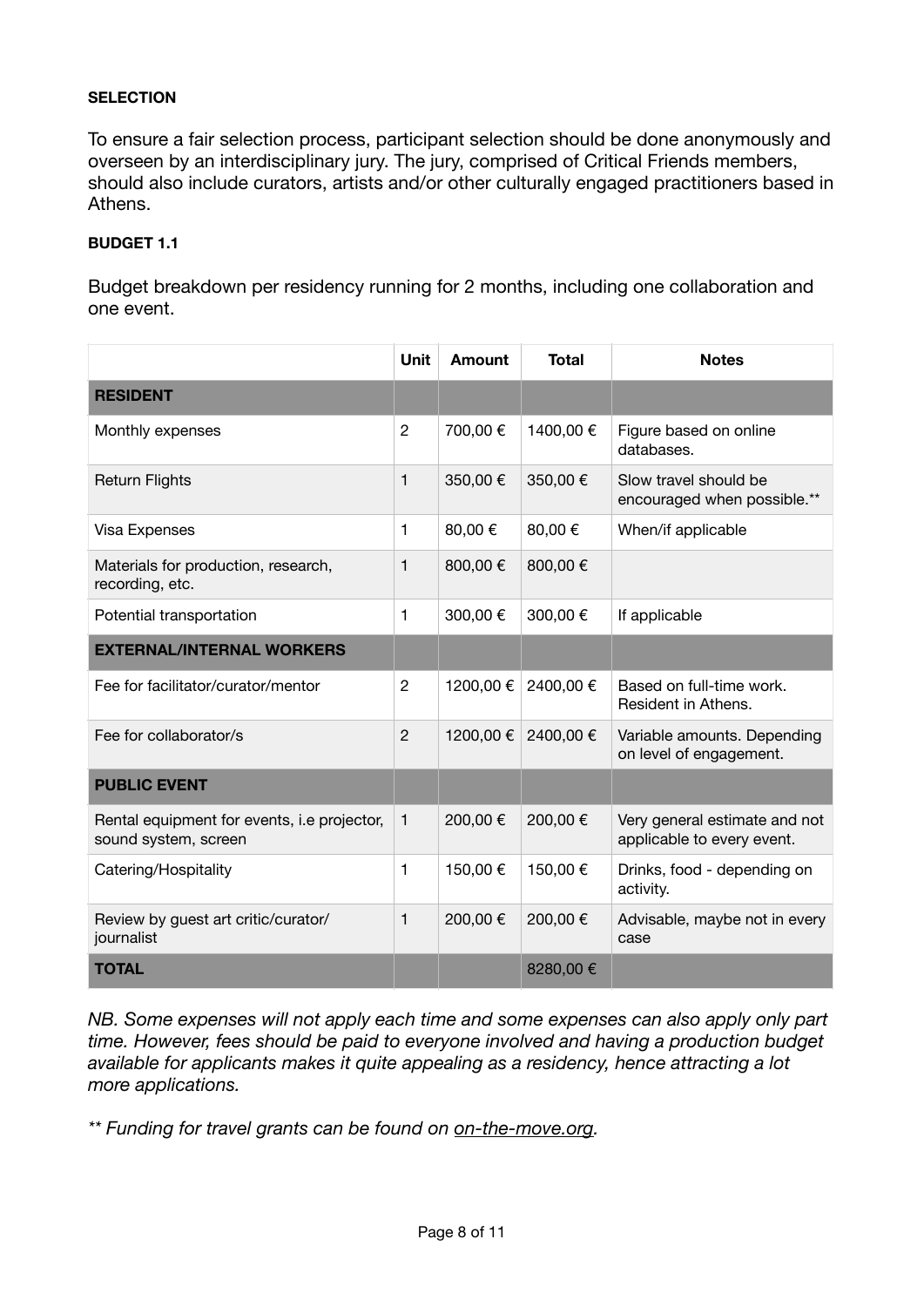**SELECTION**

To ensure a fair selection process, participant selection should be done anonymously and overseen by an interdisciplinary jury. The jury, comprised of Critical Friends members, should also include curators, artists and/or other culturally engaged practitioners based in Athens.

**BUDGET 1.1**

Budget breakdown per residency running for 2 months, including one collaboration and one event.

| | Unit | Amount | Total | Notes |
|---|---|---|---|---|
| **RESIDENT** | | | | |
| Monthly expenses | 2 | 700,00 € | 1400,00 € | Figure based on online databases. |
| Return Flights | 1 | 350,00 € | 350,00 € | Slow travel should be encouraged when possible.** |
| Visa Expenses | 1 | 80,00 € | 80,00 € | When/if applicable |
| Materials for production, research, recording, etc. | 1 | 800,00 € | 800,00 € | |
| Potential transportation | 1 | 300,00 € | 300,00 € | If applicable |
| **EXTERNAL/INTERNAL WORKERS** | | | | |
| Fee for facilitator/curator/mentor | 2 | 1200,00 € | 2400,00 € | Based on full-time work. Resident in Athens. |
| Fee for collaborator/s | 2 | 1200,00 € | 2400,00 € | Variable amounts. Depending on level of engagement. |
| **PUBLIC EVENT** | | | | |
| Rental equipment for events, i.e projector, sound system, screen | 1 | 200,00 € | 200,00 € | Very general estimate and not applicable to every event. |
| Catering/Hospitality | 1 | 150,00 € | 150,00 € | Drinks, food - depending on activity. |
| Review by guest art critic/curator/journalist | 1 | 200,00 € | 200,00 € | Advisable, maybe not in every case |
| **TOTAL** | | | 8280,00 € | |

*NB. Some expenses will not apply each time and some expenses can also apply only part time. However, fees should be paid to everyone involved and having a production budget available for applicants makes it quite appealing as a residency, hence attracting a lot more applications.*

*** Funding for travel grants can be found on on-the-move.org.*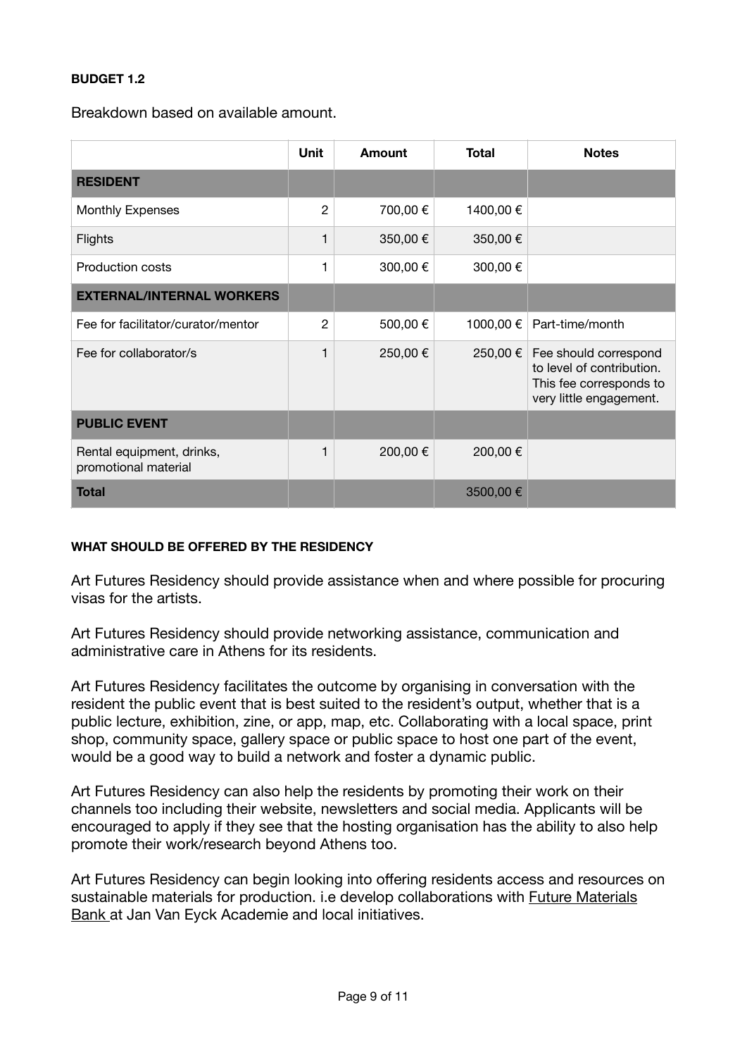**BUDGET 1.2**

Breakdown based on available amount.

| | Unit | Amount | Total | Notes |
|---|---|---|---|---|
| **RESIDENT** | | | | |
| Monthly Expenses | 2 | 700,00 € | 1400,00 € | |
| Flights | 1 | 350,00 € | 350,00 € | |
| Production costs | 1 | 300,00 € | 300,00 € | |
| **EXTERNAL/INTERNAL WORKERS** | | | | |
| Fee for facilitator/curator/mentor | 2 | 500,00 € | 1000,00 € | Part-time/month |
| Fee for collaborator/s | 1 | 250,00 € | 250,00 € | Fee should correspond to level of contribution. This fee corresponds to very little engagement. |
| **PUBLIC EVENT** | | | | |
| Rental equipment, drinks, promotional material | 1 | 200,00 € | 200,00 € | |
| **Total** | | | 3500,00 € | |

**WHAT SHOULD BE OFFERED BY THE RESIDENCY**

Art Futures Residency should provide assistance when and where possible for procuring visas for the artists.

Art Futures Residency should provide networking assistance, communication and administrative care in Athens for its residents.

Art Futures Residency facilitates the outcome by organising in conversation with the resident the public event that is best suited to the resident's output, whether that is a public lecture, exhibition, zine, or app, map, etc. Collaborating with a local space, print shop, community space, gallery space or public space to host one part of the event, would be a good way to build a network and foster a dynamic public.

Art Futures Residency can also help the residents by promoting their work on their channels too including their website, newsletters and social media. Applicants will be encouraged to apply if they see that the hosting organisation has the ability to also help promote their work/research beyond Athens too.

Art Futures Residency can begin looking into offering residents access and resources on sustainable materials for production. i.e develop collaborations with Future Materials Bank at Jan Van Eyck Academie and local initiatives.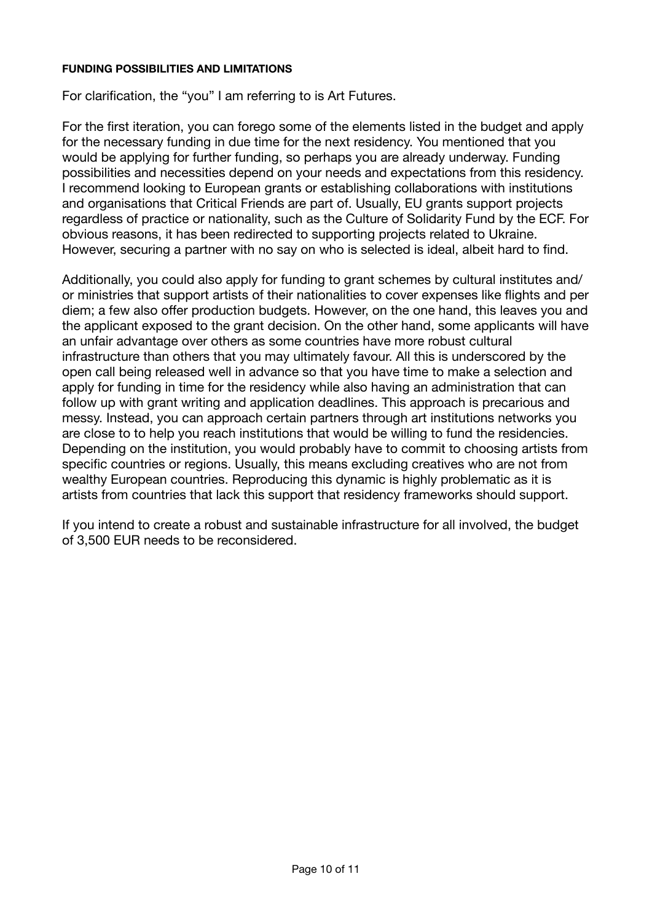**FUNDING POSSIBILITIES AND LIMITATIONS**

For clarification, the "you" I am referring to is Art Futures.

For the first iteration, you can forego some of the elements listed in the budget and apply for the necessary funding in due time for the next residency. You mentioned that you would be applying for further funding, so perhaps you are already underway. Funding possibilities and necessities depend on your needs and expectations from this residency. I recommend looking to European grants or establishing collaborations with institutions and organisations that Critical Friends are part of. Usually, EU grants support projects regardless of practice or nationality, such as the Culture of Solidarity Fund by the ECF. For obvious reasons, it has been redirected to supporting projects related to Ukraine. However, securing a partner with no say on who is selected is ideal, albeit hard to find.

Additionally, you could also apply for funding to grant schemes by cultural institutes and/or ministries that support artists of their nationalities to cover expenses like flights and per diem; a few also offer production budgets. However, on the one hand, this leaves you and the applicant exposed to the grant decision. On the other hand, some applicants will have an unfair advantage over others as some countries have more robust cultural infrastructure than others that you may ultimately favour. All this is underscored by the open call being released well in advance so that you have time to make a selection and apply for funding in time for the residency while also having an administration that can follow up with grant writing and application deadlines. This approach is precarious and messy. Instead, you can approach certain partners through art institutions networks you are close to to help you reach institutions that would be willing to fund the residencies. Depending on the institution, you would probably have to commit to choosing artists from specific countries or regions. Usually, this means excluding creatives who are not from wealthy European countries. Reproducing this dynamic is highly problematic as it is artists from countries that lack this support that residency frameworks should support.

If you intend to create a robust and sustainable infrastructure for all involved, the budget of 3,500 EUR needs to be reconsidered.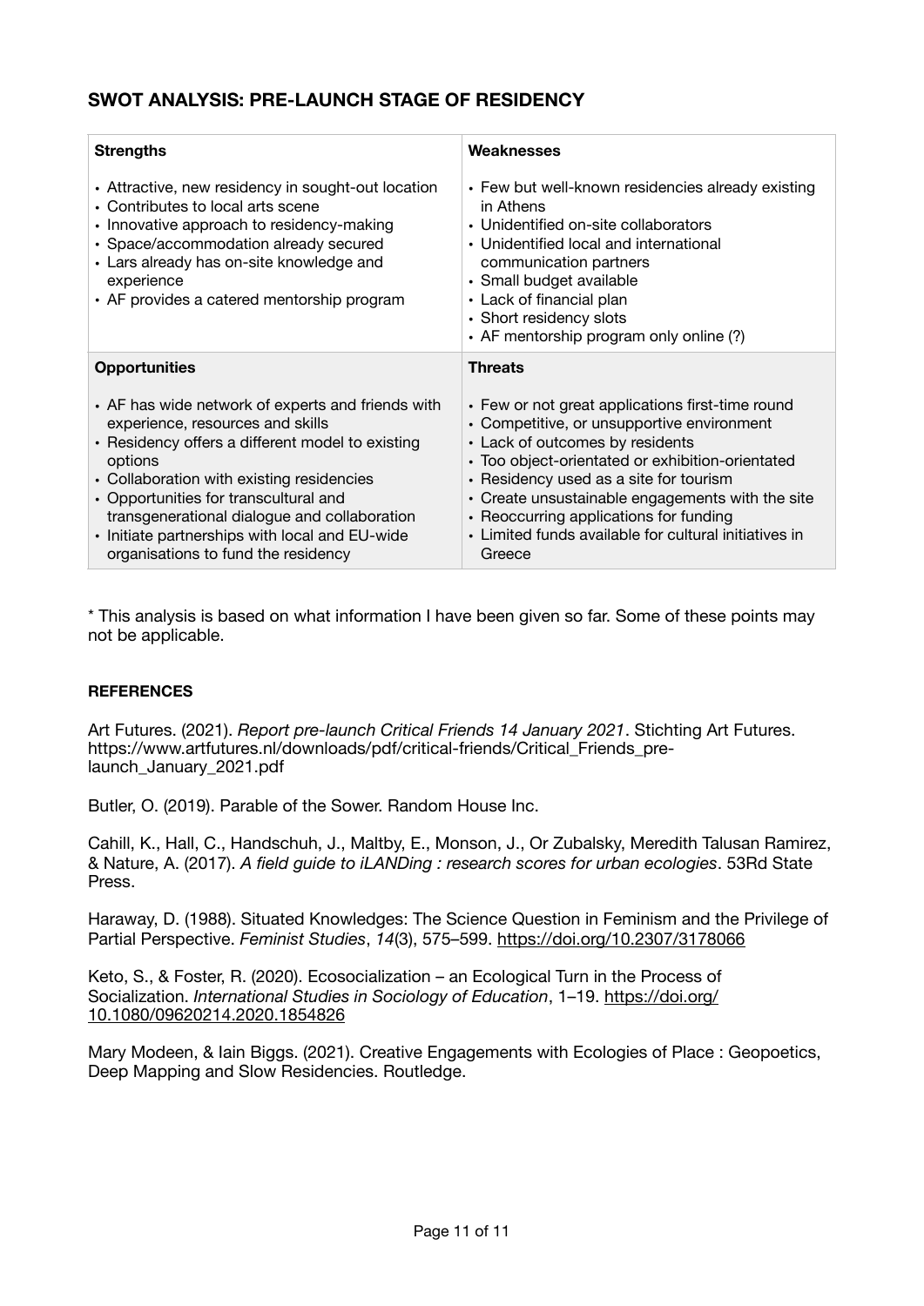## SWOT ANALYSIS: PRE-LAUNCH STAGE OF RESIDENCY

| Strengths | Weaknesses |
|---|---|
| • Attractive, new residency in sought-out location<br>• Contributes to local arts scene<br>• Innovative approach to residency-making<br>• Space/accommodation already secured<br>• Lars already has on-site knowledge and experience<br>• AF provides a catered mentorship program | • Few but well-known residencies already existing in Athens<br>• Unidentified on-site collaborators<br>• Unidentified local and international communication partners<br>• Small budget available<br>• Lack of financial plan<br>• Short residency slots<br>• AF mentorship program only online (?) |
| **Opportunities** | **Threats** |
| • AF has wide network of experts and friends with experience, resources and skills<br>• Residency offers a different model to existing options<br>• Collaboration with existing residencies<br>• Opportunities for transcultural and transgenerational dialogue and collaboration<br>• Initiate partnerships with local and EU-wide organisations to fund the residency | • Few or not great applications first-time round<br>• Competitive, or unsupportive environment<br>• Lack of outcomes by residents<br>• Too object-orientated or exhibition-orientated<br>• Residency used as a site for tourism<br>• Create unsustainable engagements with the site<br>• Reoccurring applications for funding<br>• Limited funds available for cultural initiatives in Greece |

* This analysis is based on what information I have been given so far. Some of these points may not be applicable.

**REFERENCES**

Art Futures. (2021). *Report pre-launch Critical Friends 14 January 2021*. Stichting Art Futures. https://www.artfutures.nl/downloads/pdf/critical-friends/Critical_Friends_pre-launch_January_2021.pdf

Butler, O. (2019). Parable of the Sower. Random House Inc.

Cahill, K., Hall, C., Handschuh, J., Maltby, E., Monson, J., Or Zubalsky, Meredith Talusan Ramirez, & Nature, A. (2017). *A field guide to iLANDing : research scores for urban ecologies*. 53Rd State Press.

Haraway, D. (1988). Situated Knowledges: The Science Question in Feminism and the Privilege of Partial Perspective. *Feminist Studies*, *14*(3), 575–599. https://doi.org/10.2307/3178066

Keto, S., & Foster, R. (2020). Ecosocialization – an Ecological Turn in the Process of Socialization. *International Studies in Sociology of Education*, 1–19. https://doi.org/10.1080/09620214.2020.1854826

Mary Modeen, & Iain Biggs. (2021). Creative Engagements with Ecologies of Place : Geopoetics, Deep Mapping and Slow Residencies. Routledge.